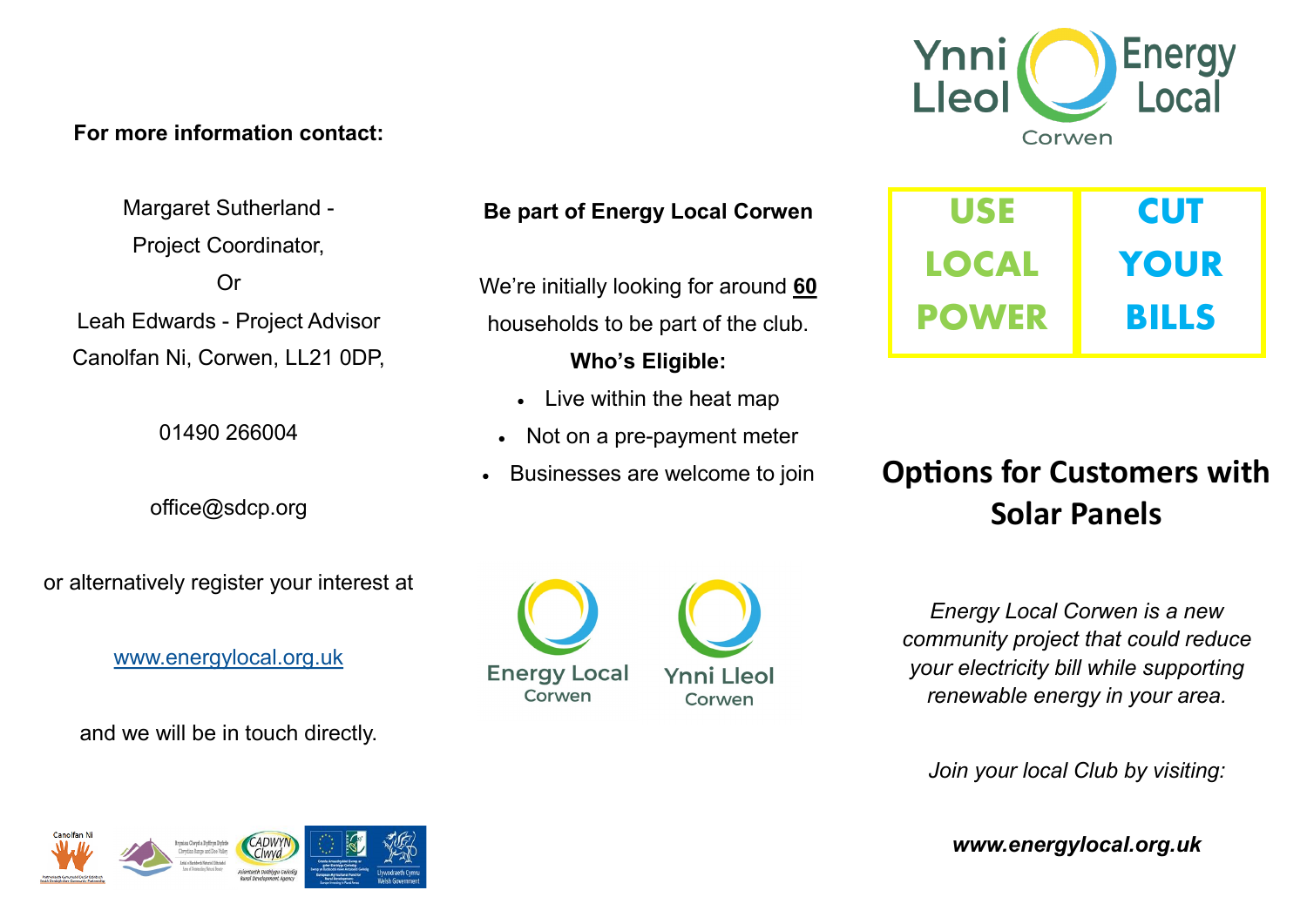**For more information contact:**

Margaret Sutherland - Project Coordinator,

Or

Leah Edwards - Project Advisor

Canolfan Ni, Corwen, LL21 0DP,

01490 266004

office@sdcp.org

or alternatively register your interest at

www.energylocal.org.uk

and we will be in touch directly.

**Be part of Energy Local Corwen**

We're initially looking for around **60** households to be part of the club.

**Who's Eligible:**

- Live within the heat map
- Not on a pre-payment meter
- Businesses are welcome to join

Energy Local Corwen

Ynni Lleol Corwen

Ynni Lleol Energy Local Corwen

| USE LOCAL POWER | CUT YOUR BILLS |
| --- | --- |

# Options for Customers with Solar Panels

*Energy Local Corwen is a new community project that could reduce your electricity bill while supporting renewable energy in your area.*

*Join your local Club by visiting:*

***www.energylocal.org.uk***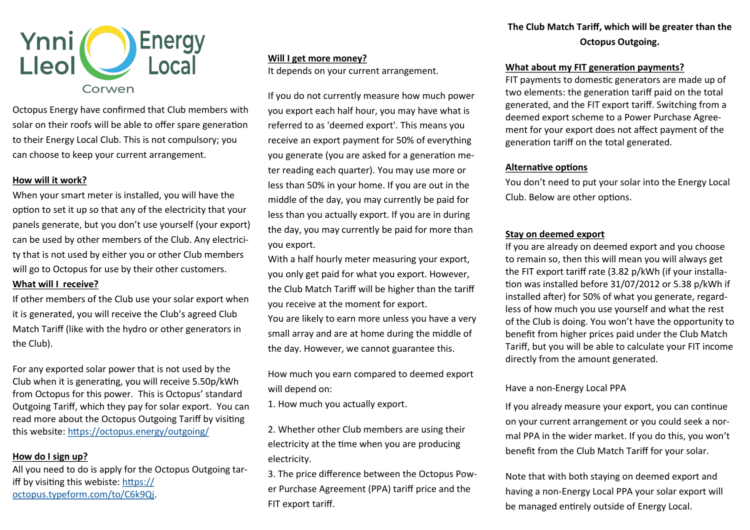Ynni Lleol Energy Local

Corwen

Octopus Energy have confirmed that Club members with solar on their roofs will be able to offer spare generation to their Energy Local Club. This is not compulsory; you can choose to keep your current arrangement.

**How will it work?**

When your smart meter is installed, you will have the option to set it up so that any of the electricity that your panels generate, but you don't use yourself (your export) can be used by other members of the Club. Any electricity that is not used by either you or other Club members will go to Octopus for use by their other customers.

**What will I receive?**

If other members of the Club use your solar export when it is generated, you will receive the Club's agreed Club Match Tariff (like with the hydro or other generators in the Club).

For any exported solar power that is not used by the Club when it is generating, you will receive 5.50p/kWh from Octopus for this power. This is Octopus' standard Outgoing Tariff, which they pay for solar export. You can read more about the Octopus Outgoing Tariff by visiting this website: https://octopus.energy/outgoing/

**How do I sign up?**

All you need to do is apply for the Octopus Outgoing tariff by visiting this webiste: https://octopus.typeform.com/to/C6k9Qj.

**Will I get more money?**

It depends on your current arrangement.

If you do not currently measure how much power you export each half hour, you may have what is referred to as 'deemed export'. This means you receive an export payment for 50% of everything you generate (you are asked for a generation meter reading each quarter). You may use more or less than 50% in your home. If you are out in the middle of the day, you may currently be paid for less than you actually export. If you are in during the day, you may currently be paid for more than you export.

With a half hourly meter measuring your export, you only get paid for what you export. However, the Club Match Tariff will be higher than the tariff you receive at the moment for export.

You are likely to earn more unless you have a very small array and are at home during the middle of the day. However, we cannot guarantee this.

How much you earn compared to deemed export will depend on:

1. How much you actually export.
2. Whether other Club members are using their electricity at the time when you are producing electricity.
3. The price difference between the Octopus Power Purchase Agreement (PPA) tariff price and the FIT export tariff.

**The Club Match Tariff, which will be greater than the Octopus Outgoing.**

**What about my FIT generation payments?**

FIT payments to domestic generators are made up of two elements: the generation tariff paid on the total generated, and the FIT export tariff. Switching from a deemed export scheme to a Power Purchase Agreement for your export does not affect payment of the generation tariff on the total generated.

**Alternative options**

You don't need to put your solar into the Energy Local Club. Below are other options.

**Stay on deemed export**

If you are already on deemed export and you choose to remain so, then this will mean you will always get the FIT export tariff rate (3.82 p/kWh (if your installation was installed before 31/07/2012 or 5.38 p/kWh if installed after) for 50% of what you generate, regardless of how much you use yourself and what the rest of the Club is doing. You won't have the opportunity to benefit from higher prices paid under the Club Match Tariff, but you will be able to calculate your FIT income directly from the amount generated.

Have a non-Energy Local PPA

If you already measure your export, you can continue on your current arrangement or you could seek a normal PPA in the wider market. If you do this, you won't benefit from the Club Match Tariff for your solar.

Note that with both staying on deemed export and having a non-Energy Local PPA your solar export will be managed entirely outside of Energy Local.